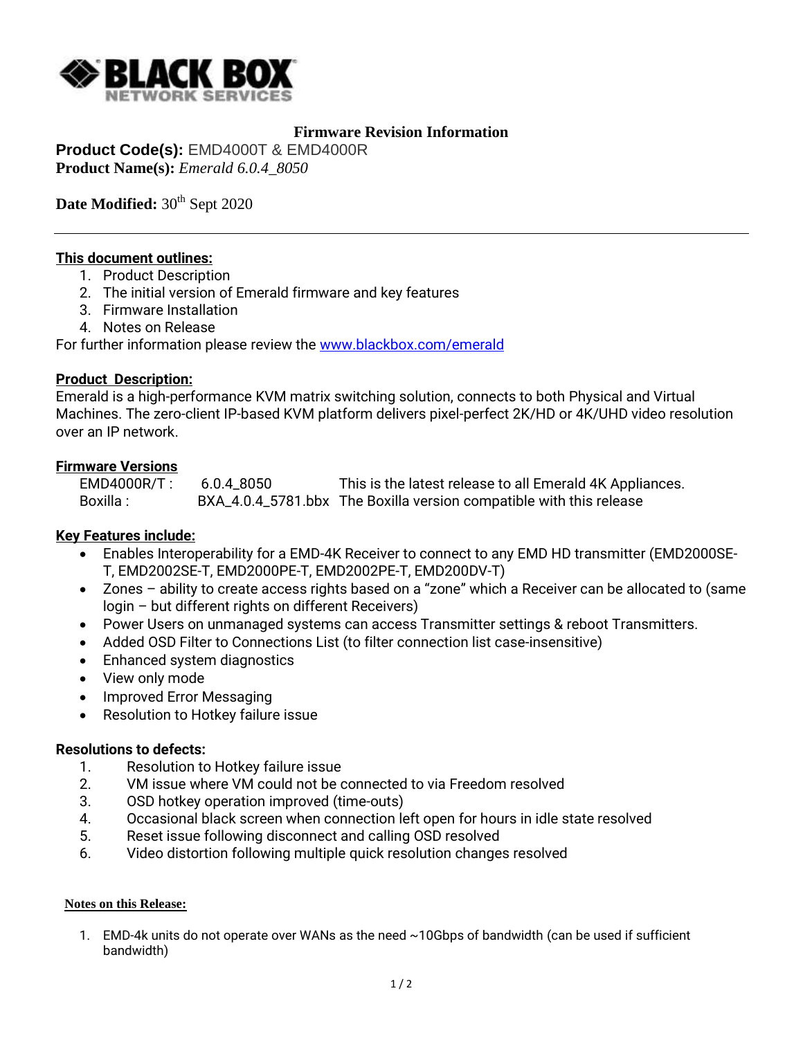BLACK BOX NETWORK SERVICES

## Firmware Revision Information

**Product Code(s):** EMD4000T & EMD4000R
**Product Name(s):** *Emerald 6.0.4_8050*

**Date Modified:** 30th Sept 2020

---

**This document outlines:**

1. Product Description
2. The initial version of Emerald firmware and key features
3. Firmware Installation
4. Notes on Release

For further information please review the [www.blackbox.com/emerald](http://www.blackbox.com/emerald)

**Product Description:**

Emerald is a high-performance KVM matrix switching solution, connects to both Physical and Virtual Machines. The zero-client IP-based KVM platform delivers pixel-perfect 2K/HD or 4K/UHD video resolution over an IP network.

**Firmware Versions**

| | | |
|---|---|---|
| EMD4000R/T : | 6.0.4_8050 | This is the latest release to all Emerald 4K Appliances. |
| Boxilla : | BXA_4.0.4_5781.bbx | The Boxilla version compatible with this release |

**Key Features include:**

- Enables Interoperability for a EMD-4K Receiver to connect to any EMD HD transmitter (EMD2000SE-T, EMD2002SE-T, EMD2000PE-T, EMD2002PE-T, EMD200DV-T)
- Zones – ability to create access rights based on a "zone" which a Receiver can be allocated to (same login – but different rights on different Receivers)
- Power Users on unmanaged systems can access Transmitter settings & reboot Transmitters.
- Added OSD Filter to Connections List (to filter connection list case-insensitive)
- Enhanced system diagnostics
- View only mode
- Improved Error Messaging
- Resolution to Hotkey failure issue

**Resolutions to defects:**

1. Resolution to Hotkey failure issue
2. VM issue where VM could not be connected to via Freedom resolved
3. OSD hotkey operation improved (time-outs)
4. Occasional black screen when connection left open for hours in idle state resolved
5. Reset issue following disconnect and calling OSD resolved
6. Video distortion following multiple quick resolution changes resolved

**Notes on this Release:**

1. EMD-4k units do not operate over WANs as the need ~10Gbps of bandwidth (can be used if sufficient bandwidth)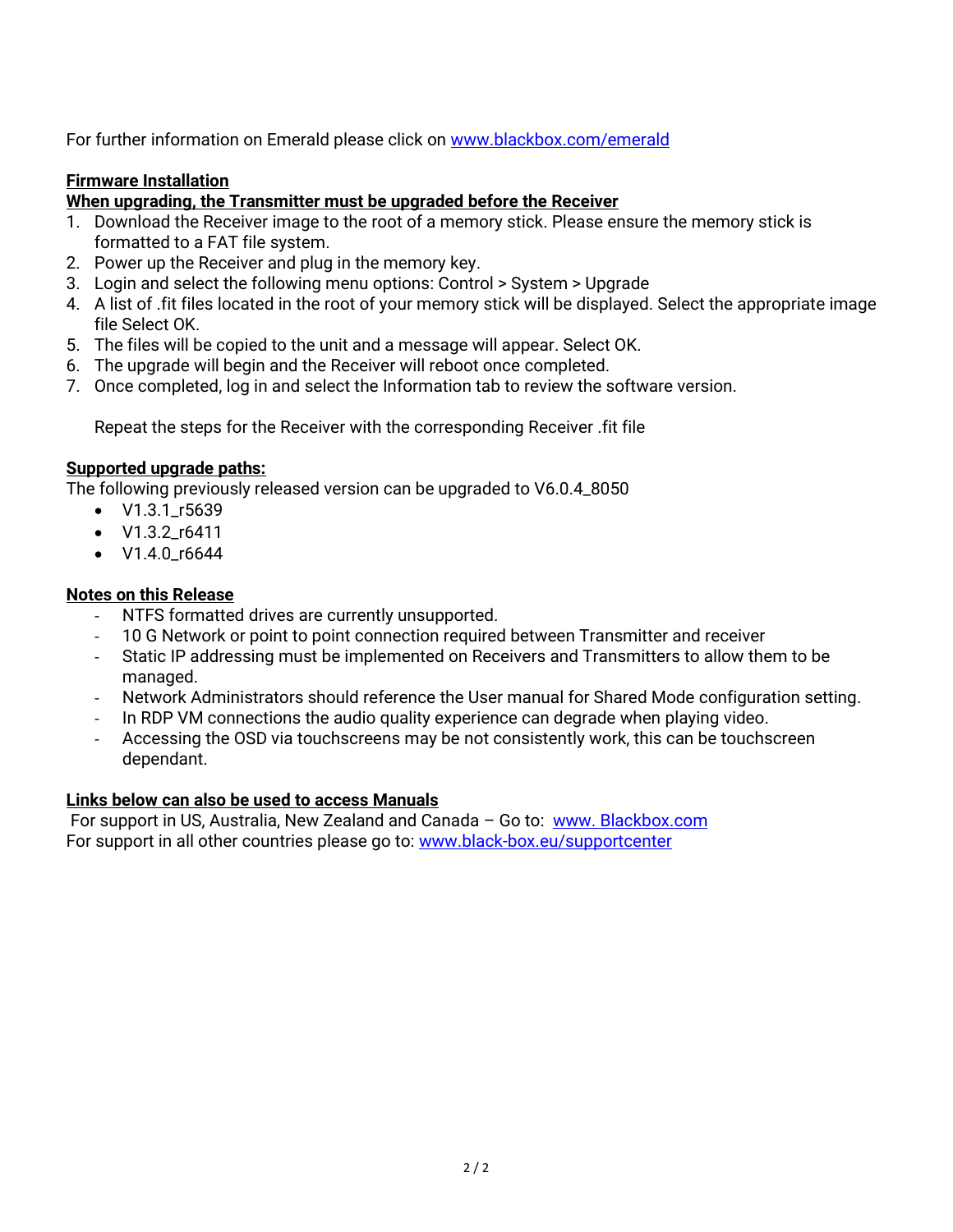For further information on Emerald please click on [www.blackbox.com/emerald](www.blackbox.com/emerald)

**Firmware Installation**

**When upgrading, the Transmitter must be upgraded before the Receiver**

1. Download the Receiver image to the root of a memory stick. Please ensure the memory stick is formatted to a FAT file system.
2. Power up the Receiver and plug in the memory key.
3. Login and select the following menu options: Control > System > Upgrade
4. A list of .fit files located in the root of your memory stick will be displayed. Select the appropriate image file Select OK.
5. The files will be copied to the unit and a message will appear. Select OK.
6. The upgrade will begin and the Receiver will reboot once completed.
7. Once completed, log in and select the Information tab to review the software version.

   Repeat the steps for the Receiver with the corresponding Receiver .fit file

**Supported upgrade paths:**

The following previously released version can be upgraded to V6.0.4_8050

- V1.3.1_r5639
- V1.3.2_r6411
- V1.4.0_r6644

**Notes on this Release**

- NTFS formatted drives are currently unsupported.
- 10 G Network or point to point connection required between Transmitter and receiver
- Static IP addressing must be implemented on Receivers and Transmitters to allow them to be managed.
- Network Administrators should reference the User manual for Shared Mode configuration setting.
- In RDP VM connections the audio quality experience can degrade when playing video.
- Accessing the OSD via touchscreens may be not consistently work, this can be touchscreen dependant.

**Links below can also be used to access Manuals**

For support in US, Australia, New Zealand and Canada – Go to: [www. Blackbox.com](www.Blackbox.com)

For support in all other countries please go to: [www.black-box.eu/supportcenter](www.black-box.eu/supportcenter)